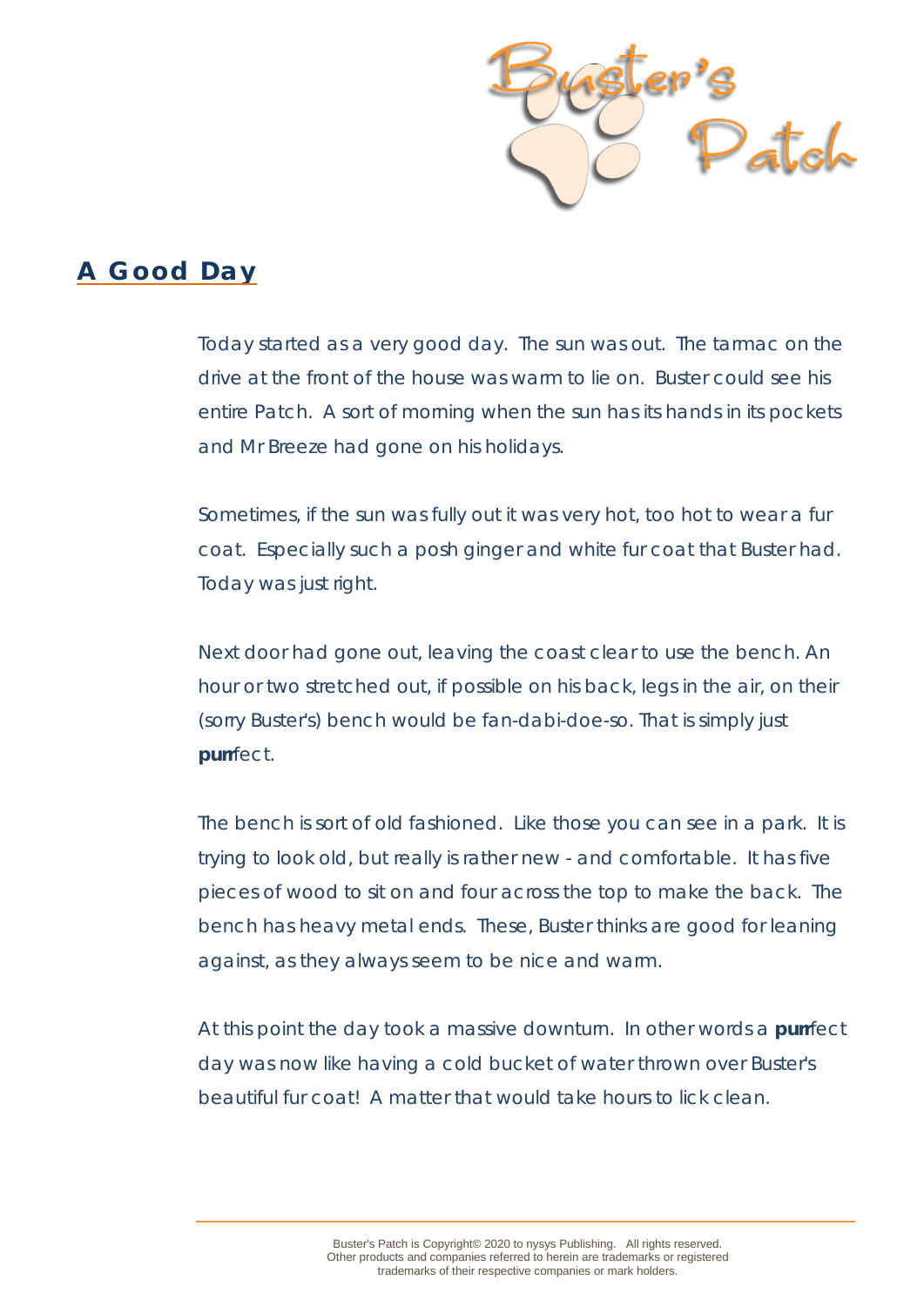## A Good Day

Today started as a very good day. The sun was out. The tarmac on the drive at the front of the house was warm to lie on. Buster could see his entire Patch. A sort of morning when the sun has its hands in its pockets and Mr Breeze had gone on his holidays.

Sometimes, if the sun was fully out it was very hot, too hot to wear a fur coat. Especially such a posh ginger and white fur coat that Buster had. Today was just right.

Next door had gone out, leaving the coast clear to use the bench. An hour or two stretched out, if possible on his back, legs in the air, on their (sorry Buster's) bench would be fan-dabi-doe-so. That is simply just **purr**fect.

The bench is sort of old fashioned. Like those you can see in a park. It is trying to look old, but really is rather new - and comfortable. It has five pieces of wood to sit on and four across the top to make the back. The bench has heavy metal ends. These, Buster thinks are good for leaning against, as they always seem to be nice and warm.

At this point the day took a massive downturn. In other words a **purr**fect day was now like having a cold bucket of water thrown over Buster's beautiful fur coat! A matter that would take hours to lick clean.

Buster's Patch is Copyright© 2020 to nysys Publishing. All rights reserved.
Other products and companies referred to herein are trademarks or registered trademarks of their respective companies or mark holders.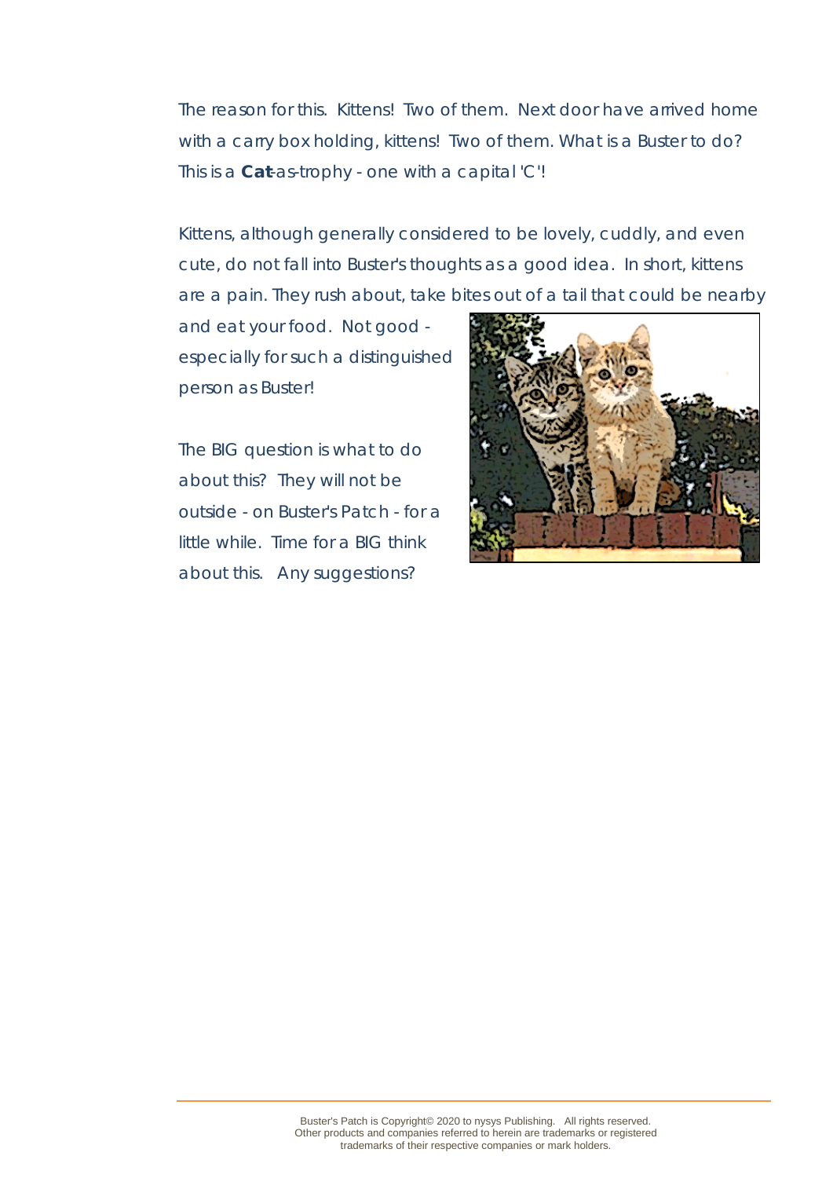The reason for this. Kittens! Two of them. Next door have arrived home with a carry box holding, kittens! Two of them. What is a Buster to do? This is a **Cat**-as-trophy - one with a capital 'C'!

Kittens, although generally considered to be lovely, cuddly, and even cute, do not fall into Buster's thoughts as a good idea. In short, kittens are a pain. They rush about, take bites out of a tail that could be nearby and eat your food. Not good - especially for such a distinguished person as Buster!

The BIG question is what to do about this? They will not be outside - on Buster's Patch - for a little while. Time for a BIG think about this. Any suggestions?

Buster's Patch is Copyright© 2020 to nysys Publishing. All rights reserved.
Other products and companies referred to herein are trademarks or registered trademarks of their respective companies or mark holders.